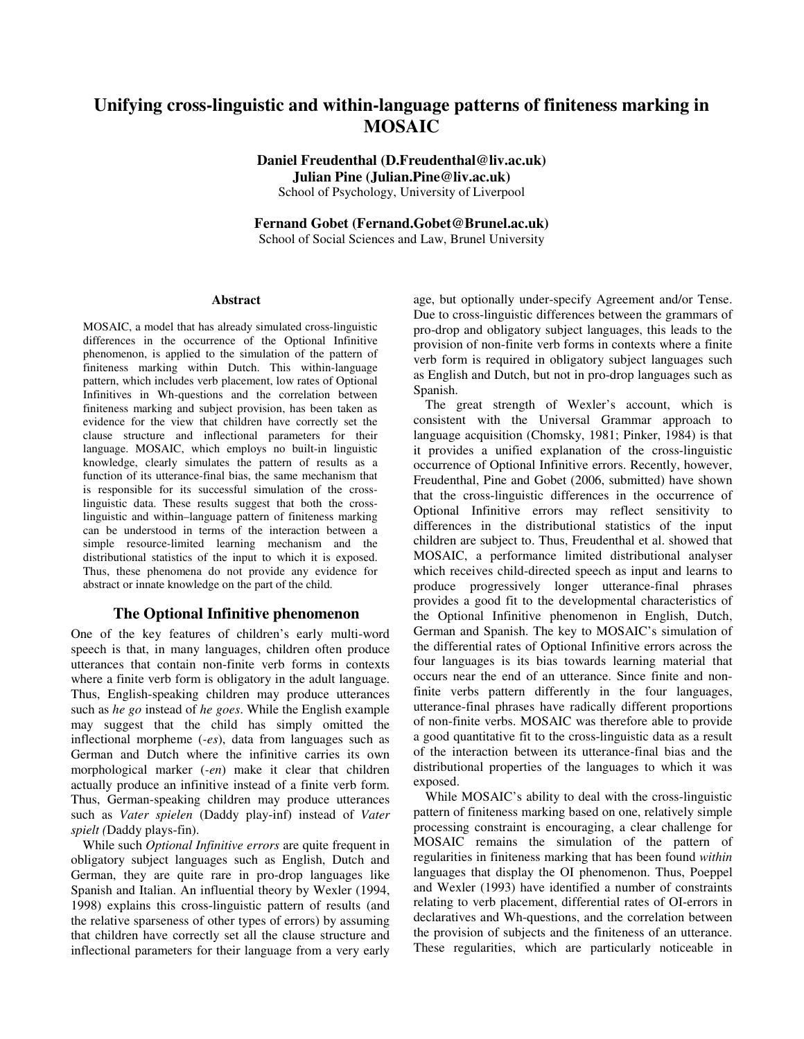# Unifying cross-linguistic and within-language patterns of finiteness marking in MOSAIC

**Daniel Freudenthal (D.Freudenthal@liv.ac.uk)**
**Julian Pine (Julian.Pine@liv.ac.uk)**
School of Psychology, University of Liverpool

**Fernand Gobet (Fernand.Gobet@Brunel.ac.uk)**
School of Social Sciences and Law, Brunel University

## Abstract

MOSAIC, a model that has already simulated cross-linguistic differences in the occurrence of the Optional Infinitive phenomenon, is applied to the simulation of the pattern of finiteness marking within Dutch. This within-language pattern, which includes verb placement, low rates of Optional Infinitives in Wh-questions and the correlation between finiteness marking and subject provision, has been taken as evidence for the view that children have correctly set the clause structure and inflectional parameters for their language. MOSAIC, which employs no built-in linguistic knowledge, clearly simulates the pattern of results as a function of its utterance-final bias, the same mechanism that is responsible for its successful simulation of the cross-linguistic data. These results suggest that both the cross-linguistic and within–language pattern of finiteness marking can be understood in terms of the interaction between a simple resource-limited learning mechanism and the distributional statistics of the input to which it is exposed. Thus, these phenomena do not provide any evidence for abstract or innate knowledge on the part of the child.

## The Optional Infinitive phenomenon

One of the key features of children's early multi-word speech is that, in many languages, children often produce utterances that contain non-finite verb forms in contexts where a finite verb form is obligatory in the adult language. Thus, English-speaking children may produce utterances such as *he go* instead of *he goes*. While the English example may suggest that the child has simply omitted the inflectional morpheme (*-es*), data from languages such as German and Dutch where the infinitive carries its own morphological marker (*-en*) make it clear that children actually produce an infinitive instead of a finite verb form. Thus, German-speaking children may produce utterances such as *Vater spielen* (Daddy play-inf) instead of *Vater spielt (*Daddy plays-fin).

While such *Optional Infinitive errors* are quite frequent in obligatory subject languages such as English, Dutch and German, they are quite rare in pro-drop languages like Spanish and Italian. An influential theory by Wexler (1994, 1998) explains this cross-linguistic pattern of results (and the relative sparseness of other types of errors) by assuming that children have correctly set all the clause structure and inflectional parameters for their language from a very early age, but optionally under-specify Agreement and/or Tense. Due to cross-linguistic differences between the grammars of pro-drop and obligatory subject languages, this leads to the provision of non-finite verb forms in contexts where a finite verb form is required in obligatory subject languages such as English and Dutch, but not in pro-drop languages such as Spanish.

The great strength of Wexler's account, which is consistent with the Universal Grammar approach to language acquisition (Chomsky, 1981; Pinker, 1984) is that it provides a unified explanation of the cross-linguistic occurrence of Optional Infinitive errors. Recently, however, Freudenthal, Pine and Gobet (2006, submitted) have shown that the cross-linguistic differences in the occurrence of Optional Infinitive errors may reflect sensitivity to differences in the distributional statistics of the input children are subject to. Thus, Freudenthal et al. showed that MOSAIC, a performance limited distributional analyser which receives child-directed speech as input and learns to produce progressively longer utterance-final phrases provides a good fit to the developmental characteristics of the Optional Infinitive phenomenon in English, Dutch, German and Spanish. The key to MOSAIC's simulation of the differential rates of Optional Infinitive errors across the four languages is its bias towards learning material that occurs near the end of an utterance. Since finite and non-finite verbs pattern differently in the four languages, utterance-final phrases have radically different proportions of non-finite verbs. MOSAIC was therefore able to provide a good quantitative fit to the cross-linguistic data as a result of the interaction between its utterance-final bias and the distributional properties of the languages to which it was exposed.

While MOSAIC's ability to deal with the cross-linguistic pattern of finiteness marking based on one, relatively simple processing constraint is encouraging, a clear challenge for MOSAIC remains the simulation of the pattern of regularities in finiteness marking that has been found *within* languages that display the OI phenomenon. Thus, Poeppel and Wexler (1993) have identified a number of constraints relating to verb placement, differential rates of OI-errors in declaratives and Wh-questions, and the correlation between the provision of subjects and the finiteness of an utterance. These regularities, which are particularly noticeable in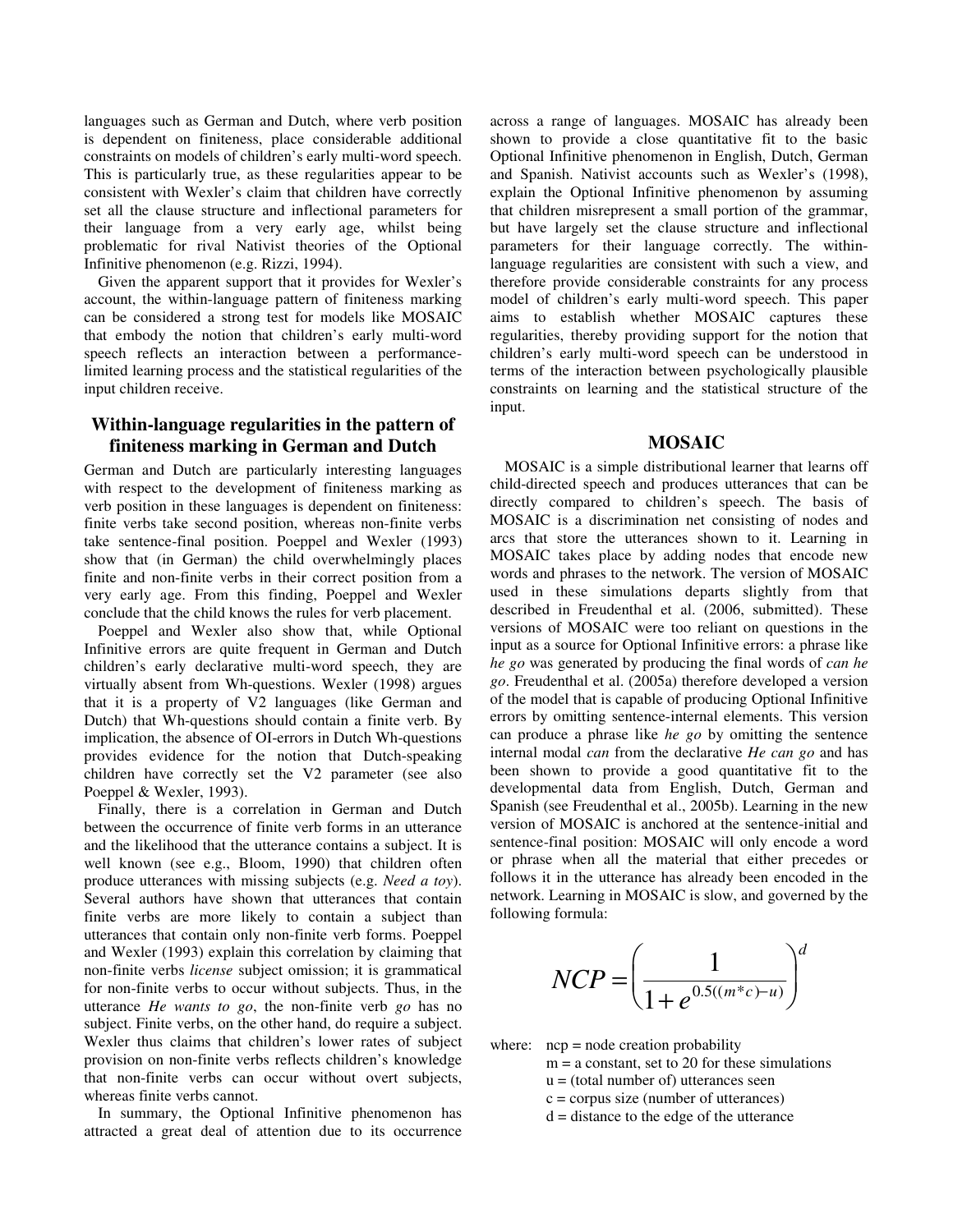languages such as German and Dutch, where verb position is dependent on finiteness, place considerable additional constraints on models of children's early multi-word speech. This is particularly true, as these regularities appear to be consistent with Wexler's claim that children have correctly set all the clause structure and inflectional parameters for their language from a very early age, whilst being problematic for rival Nativist theories of the Optional Infinitive phenomenon (e.g. Rizzi, 1994).

Given the apparent support that it provides for Wexler's account, the within-language pattern of finiteness marking can be considered a strong test for models like MOSAIC that embody the notion that children's early multi-word speech reflects an interaction between a performance-limited learning process and the statistical regularities of the input children receive.

## Within-language regularities in the pattern of finiteness marking in German and Dutch

German and Dutch are particularly interesting languages with respect to the development of finiteness marking as verb position in these languages is dependent on finiteness: finite verbs take second position, whereas non-finite verbs take sentence-final position. Poeppel and Wexler (1993) show that (in German) the child overwhelmingly places finite and non-finite verbs in their correct position from a very early age. From this finding, Poeppel and Wexler conclude that the child knows the rules for verb placement.

Poeppel and Wexler also show that, while Optional Infinitive errors are quite frequent in German and Dutch children's early declarative multi-word speech, they are virtually absent from Wh-questions. Wexler (1998) argues that it is a property of V2 languages (like German and Dutch) that Wh-questions should contain a finite verb. By implication, the absence of OI-errors in Dutch Wh-questions provides evidence for the notion that Dutch-speaking children have correctly set the V2 parameter (see also Poeppel & Wexler, 1993).

Finally, there is a correlation in German and Dutch between the occurrence of finite verb forms in an utterance and the likelihood that the utterance contains a subject. It is well known (see e.g., Bloom, 1990) that children often produce utterances with missing subjects (e.g. *Need a toy*). Several authors have shown that utterances that contain finite verbs are more likely to contain a subject than utterances that contain only non-finite verb forms. Poeppel and Wexler (1993) explain this correlation by claiming that non-finite verbs *license* subject omission; it is grammatical for non-finite verbs to occur without subjects. Thus, in the utterance *He wants to go*, the non-finite verb *go* has no subject. Finite verbs, on the other hand, do require a subject. Wexler thus claims that children's lower rates of subject provision on non-finite verbs reflects children's knowledge that non-finite verbs can occur without overt subjects, whereas finite verbs cannot.

In summary, the Optional Infinitive phenomenon has attracted a great deal of attention due to its occurrence across a range of languages. MOSAIC has already been shown to provide a close quantitative fit to the basic Optional Infinitive phenomenon in English, Dutch, German and Spanish. Nativist accounts such as Wexler's (1998), explain the Optional Infinitive phenomenon by assuming that children misrepresent a small portion of the grammar, but have largely set the clause structure and inflectional parameters for their language correctly. The within-language regularities are consistent with such a view, and therefore provide considerable constraints for any process model of children's early multi-word speech. This paper aims to establish whether MOSAIC captures these regularities, thereby providing support for the notion that children's early multi-word speech can be understood in terms of the interaction between psychologically plausible constraints on learning and the statistical structure of the input.

## MOSAIC

MOSAIC is a simple distributional learner that learns off child-directed speech and produces utterances that can be directly compared to children's speech. The basis of MOSAIC is a discrimination net consisting of nodes and arcs that store the utterances shown to it. Learning in MOSAIC takes place by adding nodes that encode new words and phrases to the network. The version of MOSAIC used in these simulations departs slightly from that described in Freudenthal et al. (2006, submitted). These versions of MOSAIC were too reliant on questions in the input as a source for Optional Infinitive errors: a phrase like *he go* was generated by producing the final words of *can he go*. Freudenthal et al. (2005a) therefore developed a version of the model that is capable of producing Optional Infinitive errors by omitting sentence-internal elements. This version can produce a phrase like *he go* by omitting the sentence internal modal *can* from the declarative *He can go* and has been shown to provide a good quantitative fit to the developmental data from English, Dutch, German and Spanish (see Freudenthal et al., 2005b). Learning in the new version of MOSAIC is anchored at the sentence-initial and sentence-final position: MOSAIC will only encode a word or phrase when all the material that either precedes or follows it in the utterance has already been encoded in the network. Learning in MOSAIC is slow, and governed by the following formula:

$$NCP = \left( \frac{1}{1 + e^{0.5((m*c)-u)}} \right)^{d}$$

where: ncp = node creation probability
m = a constant, set to 20 for these simulations
u = (total number of) utterances seen
c = corpus size (number of utterances)
d = distance to the edge of the utterance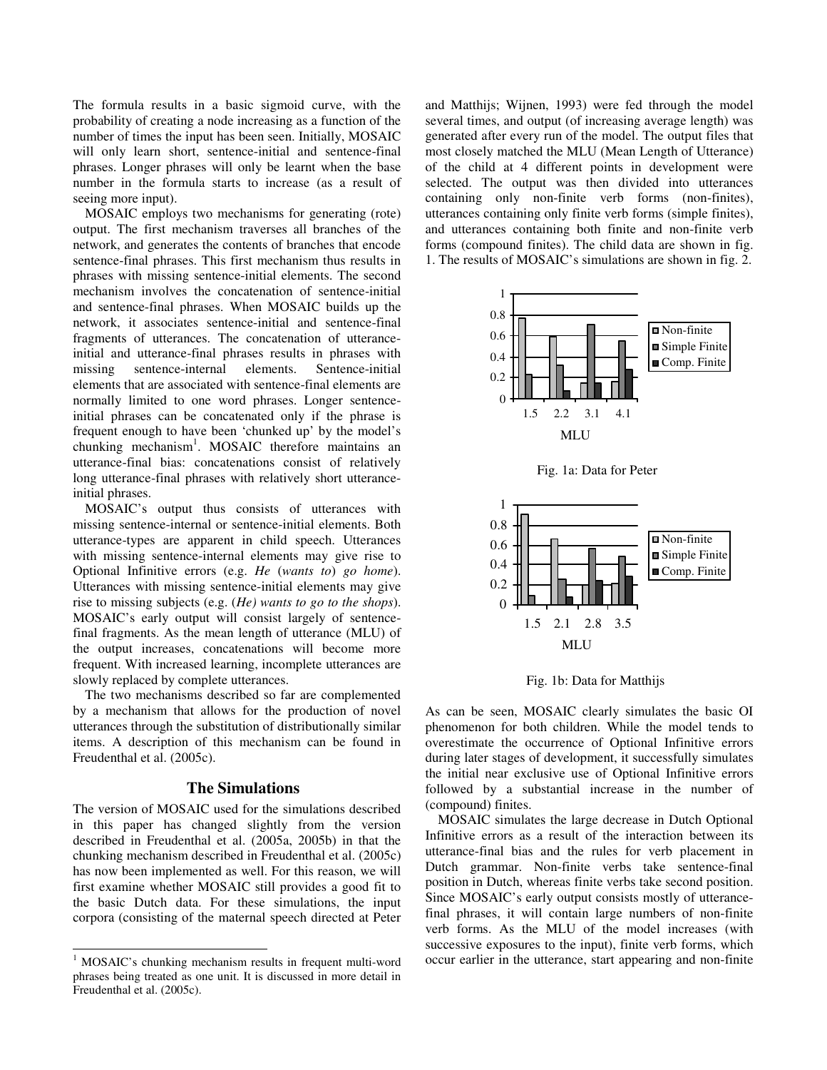The formula results in a basic sigmoid curve, with the probability of creating a node increasing as a function of the number of times the input has been seen. Initially, MOSAIC will only learn short, sentence-initial and sentence-final phrases. Longer phrases will only be learnt when the base number in the formula starts to increase (as a result of seeing more input).

MOSAIC employs two mechanisms for generating (rote) output. The first mechanism traverses all branches of the network, and generates the contents of branches that encode sentence-final phrases. This first mechanism thus results in phrases with missing sentence-initial elements. The second mechanism involves the concatenation of sentence-initial and sentence-final phrases. When MOSAIC builds up the network, it associates sentence-initial and sentence-final fragments of utterances. The concatenation of utterance-initial and utterance-final phrases results in phrases with missing sentence-internal elements. Sentence-initial elements that are associated with sentence-final elements are normally limited to one word phrases. Longer sentence-initial phrases can be concatenated only if the phrase is frequent enough to have been 'chunked up' by the model's chunking mechanism[1]. MOSAIC therefore maintains an utterance-final bias: concatenations consist of relatively long utterance-final phrases with relatively short utterance-initial phrases.

MOSAIC's output thus consists of utterances with missing sentence-internal or sentence-initial elements. Both utterance-types are apparent in child speech. Utterances with missing sentence-internal elements may give rise to Optional Infinitive errors (e.g. *He* (*wants to*) *go home*). Utterances with missing sentence-initial elements may give rise to missing subjects (e.g. (*He) wants to go to the shops*). MOSAIC's early output will consist largely of sentence-final fragments. As the mean length of utterance (MLU) of the output increases, concatenations will become more frequent. With increased learning, incomplete utterances are slowly replaced by complete utterances.

The two mechanisms described so far are complemented by a mechanism that allows for the production of novel utterances through the substitution of distributionally similar items. A description of this mechanism can be found in Freudenthal et al. (2005c).

## The Simulations

The version of MOSAIC used for the simulations described in this paper has changed slightly from the version described in Freudenthal et al. (2005a, 2005b) in that the chunking mechanism described in Freudenthal et al. (2005c) has now been implemented as well. For this reason, we will first examine whether MOSAIC still provides a good fit to the basic Dutch data. For these simulations, the input corpora (consisting of the maternal speech directed at Peter and Matthijs; Wijnen, 1993) were fed through the model several times, and output (of increasing average length) was generated after every run of the model. The output files that most closely matched the MLU (Mean Length of Utterance) of the child at 4 different points in development were selected. The output was then divided into utterances containing only non-finite verb forms (non-finites), utterances containing only finite verb forms (simple finites), and utterances containing both finite and non-finite verb forms (compound finites). The child data are shown in fig. 1. The results of MOSAIC's simulations are shown in fig. 2.

Fig. 1a: Data for Peter

Fig. 1b: Data for Matthijs

As can be seen, MOSAIC clearly simulates the basic OI phenomenon for both children. While the model tends to overestimate the occurrence of Optional Infinitive errors during later stages of development, it successfully simulates the initial near exclusive use of Optional Infinitive errors followed by a substantial increase in the number of (compound) finites.

MOSAIC simulates the large decrease in Dutch Optional Infinitive errors as a result of the interaction between its utterance-final bias and the rules for verb placement in Dutch grammar. Non-finite verbs take sentence-final position in Dutch, whereas finite verbs take second position. Since MOSAIC's early output consists mostly of utterance-final phrases, it will contain large numbers of non-finite verb forms. As the MLU of the model increases (with successive exposures to the input), finite verb forms, which occur earlier in the utterance, start appearing and non-finite

[1] MOSAIC's chunking mechanism results in frequent multi-word phrases being treated as one unit. It is discussed in more detail in Freudenthal et al. (2005c).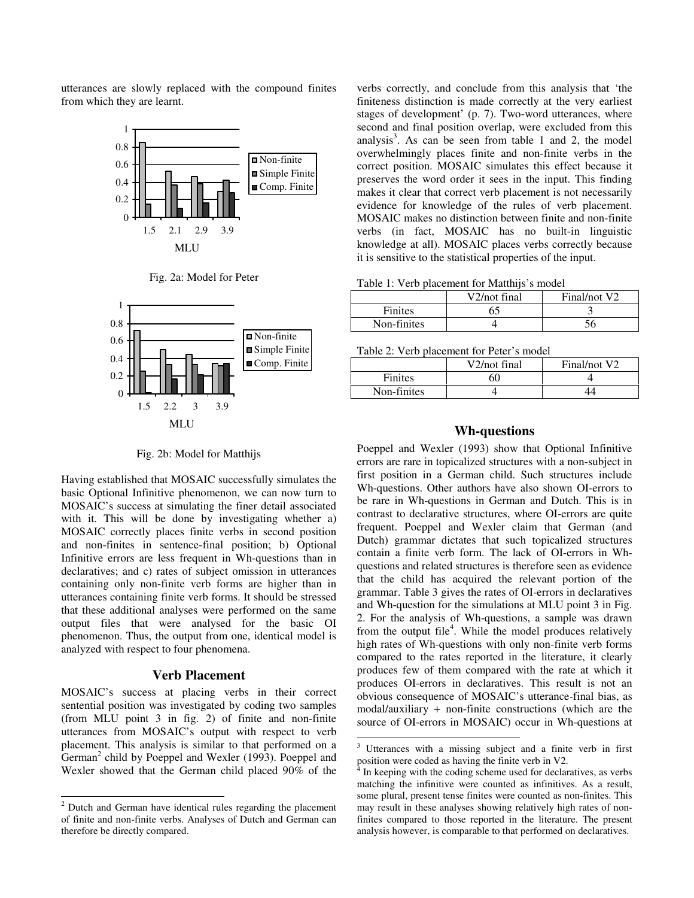utterances are slowly replaced with the compound finites from which they are learnt.

Fig. 2a: Model for Peter

Fig. 2b: Model for Matthijs

Having established that MOSAIC successfully simulates the basic Optional Infinitive phenomenon, we can now turn to MOSAIC's success at simulating the finer detail associated with it. This will be done by investigating whether a) MOSAIC correctly places finite verbs in second position and non-finites in sentence-final position; b) Optional Infinitive errors are less frequent in Wh-questions than in declaratives; and c) rates of subject omission in utterances containing only non-finite verb forms are higher than in utterances containing finite verb forms. It should be stressed that these additional analyses were performed on the same output files that were analysed for the basic OI phenomenon. Thus, the output from one, identical model is analyzed with respect to four phenomena.

## Verb Placement

MOSAIC's success at placing verbs in their correct sentential position was investigated by coding two samples (from MLU point 3 in fig. 2) of finite and non-finite utterances from MOSAIC's output with respect to verb placement. This analysis is similar to that performed on a German[2] child by Poeppel and Wexler (1993). Poeppel and Wexler showed that the German child placed 90% of the verbs correctly, and conclude from this analysis that 'the finiteness distinction is made correctly at the very earliest stages of development' (p. 7). Two-word utterances, where second and final position overlap, were excluded from this analysis[3]. As can be seen from table 1 and 2, the model overwhelmingly places finite and non-finite verbs in the correct position. MOSAIC simulates this effect because it preserves the word order it sees in the input. This finding makes it clear that correct verb placement is not necessarily evidence for knowledge of the rules of verb placement. MOSAIC makes no distinction between finite and non-finite verbs (in fact, MOSAIC has no built-in linguistic knowledge at all). MOSAIC places verbs correctly because it is sensitive to the statistical properties of the input.

Table 1: Verb placement for Matthijs's model

| | V2/not final | Final/not V2 |
|---|---|---|
| Finites | 65 | 3 |
| Non-finites | 4 | 56 |

Table 2: Verb placement for Peter's model

| | V2/not final | Final/not V2 |
|---|---|---|
| Finites | 60 | 4 |
| Non-finites | 4 | 44 |

## Wh-questions

Poeppel and Wexler (1993) show that Optional Infinitive errors are rare in topicalized structures with a non-subject in first position in a German child. Such structures include Wh-questions. Other authors have also shown OI-errors to be rare in Wh-questions in German and Dutch. This is in contrast to declarative structures, where OI-errors are quite frequent. Poeppel and Wexler claim that German (and Dutch) grammar dictates that such topicalized structures contain a finite verb form. The lack of OI-errors in Wh-questions and related structures is therefore seen as evidence that the child has acquired the relevant portion of the grammar. Table 3 gives the rates of OI-errors in declaratives and Wh-question for the simulations at MLU point 3 in Fig. 2. For the analysis of Wh-questions, a sample was drawn from the output file[4]. While the model produces relatively high rates of Wh-questions with only non-finite verb forms compared to the rates reported in the literature, it clearly produces few of them compared with the rate at which it produces OI-errors in declaratives. This result is not an obvious consequence of MOSAIC's utterance-final bias, as modal/auxiliary + non-finite constructions (which are the source of OI-errors in MOSAIC) occur in Wh-questions at

---

[2] Dutch and German have identical rules regarding the placement of finite and non-finite verbs. Analyses of Dutch and German can therefore be directly compared.

[3] Utterances with a missing subject and a finite verb in first position were coded as having the finite verb in V2.

[4] In keeping with the coding scheme used for declaratives, as verbs matching the infinitive were counted as infinitives. As a result, some plural, present tense finites were counted as non-finites. This may result in these analyses showing relatively high rates of non-finites compared to those reported in the literature. The present analysis however, is comparable to that performed on declaratives.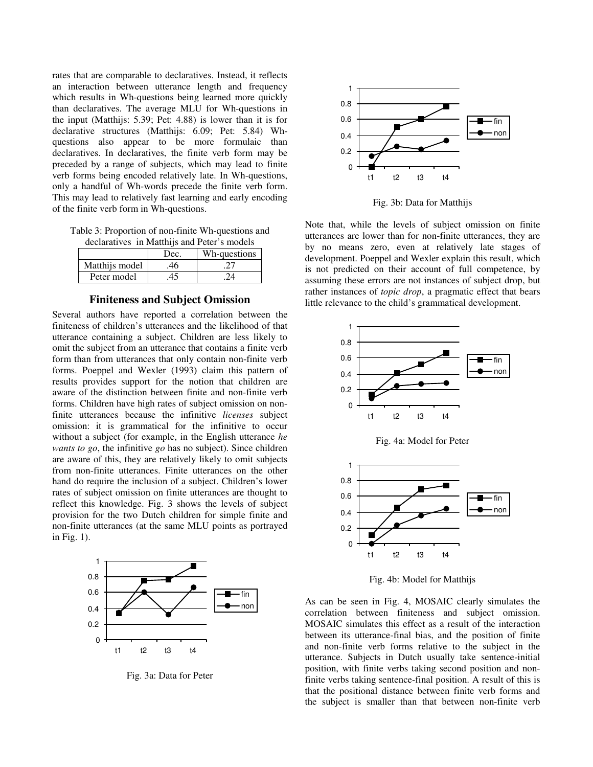rates that are comparable to declaratives. Instead, it reflects an interaction between utterance length and frequency which results in Wh-questions being learned more quickly than declaratives. The average MLU for Wh-questions in the input (Matthijs: 5.39; Pet: 4.88) is lower than it is for declarative structures (Matthijs: 6.09; Pet: 5.84) Wh-questions also appear to be more formulaic than declaratives. In declaratives, the finite verb form may be preceded by a range of subjects, which may lead to finite verb forms being encoded relatively late. In Wh-questions, only a handful of Wh-words precede the finite verb form. This may lead to relatively fast learning and early encoding of the finite verb form in Wh-questions.

Table 3: Proportion of non-finite Wh-questions and declaratives in Matthijs and Peter's models

| | Dec. | Wh-questions |
|---|---|---|
| Matthijs model | .46 | .27 |
| Peter model | .45 | .24 |

## Finiteness and Subject Omission

Several authors have reported a correlation between the finiteness of children's utterances and the likelihood of that utterance containing a subject. Children are less likely to omit the subject from an utterance that contains a finite verb form than from utterances that only contain non-finite verb forms. Poeppel and Wexler (1993) claim this pattern of results provides support for the notion that children are aware of the distinction between finite and non-finite verb forms. Children have high rates of subject omission on non-finite utterances because the infinitive *licenses* subject omission: it is grammatical for the infinitive to occur without a subject (for example, in the English utterance *he wants to go*, the infinitive *go* has no subject). Since children are aware of this, they are relatively likely to omit subjects from non-finite utterances. Finite utterances on the other hand do require the inclusion of a subject. Children's lower rates of subject omission on finite utterances are thought to reflect this knowledge. Fig. 3 shows the levels of subject provision for the two Dutch children for simple finite and non-finite utterances (at the same MLU points as portrayed in Fig. 1).

Fig. 3a: Data for Peter

Fig. 3b: Data for Matthijs

Note that, while the levels of subject omission on finite utterances are lower than for non-finite utterances, they are by no means zero, even at relatively late stages of development. Poeppel and Wexler explain this result, which is not predicted on their account of full competence, by assuming these errors are not instances of subject drop, but rather instances of *topic drop*, a pragmatic effect that bears little relevance to the child's grammatical development.

Fig. 4a: Model for Peter

Fig. 4b: Model for Matthijs

As can be seen in Fig. 4, MOSAIC clearly simulates the correlation between finiteness and subject omission. MOSAIC simulates this effect as a result of the interaction between its utterance-final bias, and the position of finite and non-finite verb forms relative to the subject in the utterance. Subjects in Dutch usually take sentence-initial position, with finite verbs taking second position and non-finite verbs taking sentence-final position. A result of this is that the positional distance between finite verb forms and the subject is smaller than that between non-finite verb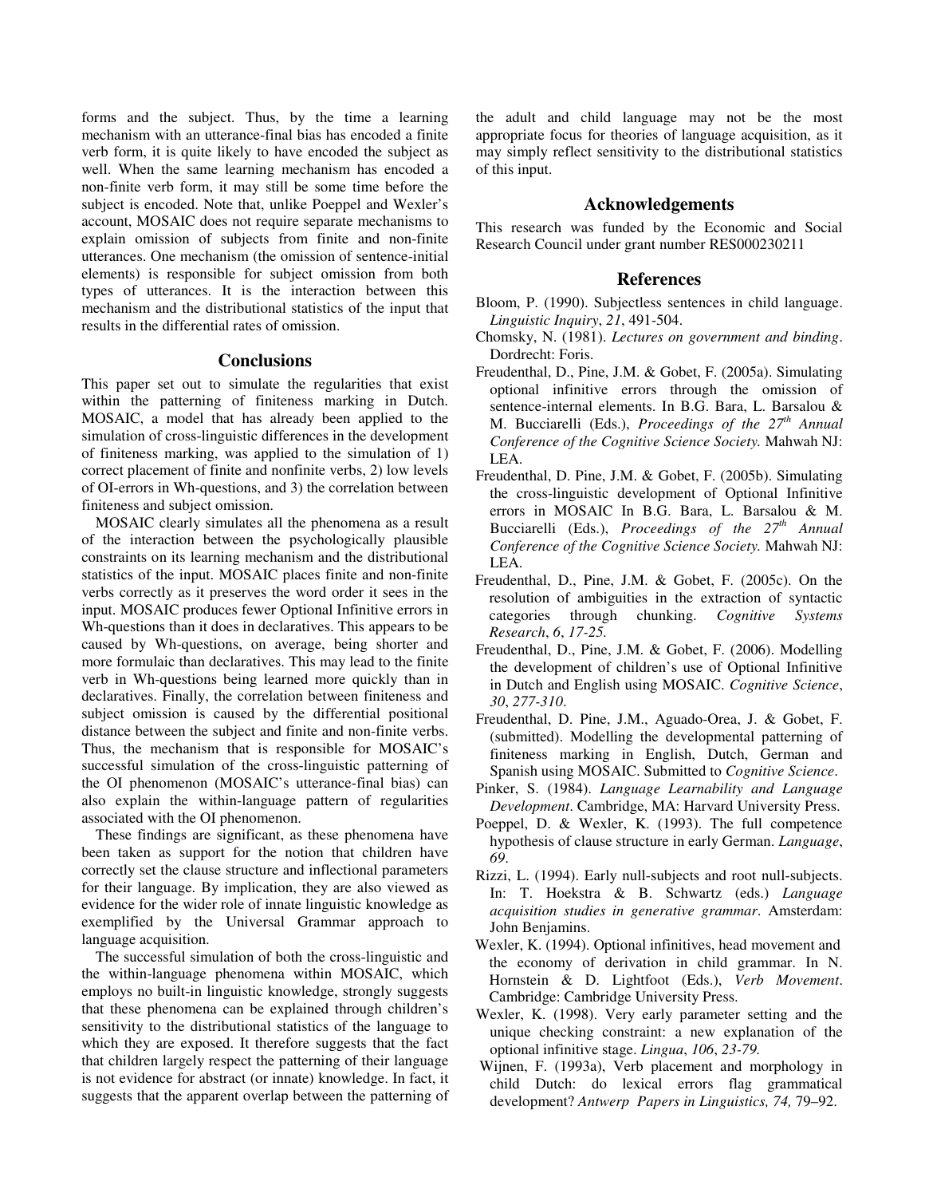forms and the subject. Thus, by the time a learning mechanism with an utterance-final bias has encoded a finite verb form, it is quite likely to have encoded the subject as well. When the same learning mechanism has encoded a non-finite verb form, it may still be some time before the subject is encoded. Note that, unlike Poeppel and Wexler's account, MOSAIC does not require separate mechanisms to explain omission of subjects from finite and non-finite utterances. One mechanism (the omission of sentence-initial elements) is responsible for subject omission from both types of utterances. It is the interaction between this mechanism and the distributional statistics of the input that results in the differential rates of omission.

## Conclusions

This paper set out to simulate the regularities that exist within the patterning of finiteness marking in Dutch. MOSAIC, a model that has already been applied to the simulation of cross-linguistic differences in the development of finiteness marking, was applied to the simulation of 1) correct placement of finite and nonfinite verbs, 2) low levels of OI-errors in Wh-questions, and 3) the correlation between finiteness and subject omission.

MOSAIC clearly simulates all the phenomena as a result of the interaction between the psychologically plausible constraints on its learning mechanism and the distributional statistics of the input. MOSAIC places finite and non-finite verbs correctly as it preserves the word order it sees in the input. MOSAIC produces fewer Optional Infinitive errors in Wh-questions than it does in declaratives. This appears to be caused by Wh-questions, on average, being shorter and more formulaic than declaratives. This may lead to the finite verb in Wh-questions being learned more quickly than in declaratives. Finally, the correlation between finiteness and subject omission is caused by the differential positional distance between the subject and finite and non-finite verbs. Thus, the mechanism that is responsible for MOSAIC's successful simulation of the cross-linguistic patterning of the OI phenomenon (MOSAIC's utterance-final bias) can also explain the within-language pattern of regularities associated with the OI phenomenon.

These findings are significant, as these phenomena have been taken as support for the notion that children have correctly set the clause structure and inflectional parameters for their language. By implication, they are also viewed as evidence for the wider role of innate linguistic knowledge as exemplified by the Universal Grammar approach to language acquisition.

The successful simulation of both the cross-linguistic and the within-language phenomena within MOSAIC, which employs no built-in linguistic knowledge, strongly suggests that these phenomena can be explained through children's sensitivity to the distributional statistics of the language to which they are exposed. It therefore suggests that the fact that children largely respect the patterning of their language is not evidence for abstract (or innate) knowledge. In fact, it suggests that the apparent overlap between the patterning of the adult and child language may not be the most appropriate focus for theories of language acquisition, as it may simply reflect sensitivity to the distributional statistics of this input.

## Acknowledgements

This research was funded by the Economic and Social Research Council under grant number RES000230211

## References

Bloom, P. (1990). Subjectless sentences in child language. *Linguistic Inquiry*, *21*, 491-504.

Chomsky, N. (1981). *Lectures on government and binding*. Dordrecht: Foris.

Freudenthal, D., Pine, J.M. & Gobet, F. (2005a). Simulating optional infinitive errors through the omission of sentence-internal elements. In B.G. Bara, L. Barsalou & M. Bucciarelli (Eds.), *Proceedings of the 27th Annual Conference of the Cognitive Science Society.* Mahwah NJ: LEA.

Freudenthal, D. Pine, J.M. & Gobet, F. (2005b). Simulating the cross-linguistic development of Optional Infinitive errors in MOSAIC In B.G. Bara, L. Barsalou & M. Bucciarelli (Eds.), *Proceedings of the 27th Annual Conference of the Cognitive Science Society.* Mahwah NJ: LEA.

Freudenthal, D., Pine, J.M. & Gobet, F. (2005c). On the resolution of ambiguities in the extraction of syntactic categories through chunking. *Cognitive Systems Research*, *6*, *17-25.*

Freudenthal, D., Pine, J.M. & Gobet, F. (2006). Modelling the development of children's use of Optional Infinitive in Dutch and English using MOSAIC. *Cognitive Science*, *30*, *277-310*.

Freudenthal, D. Pine, J.M., Aguado-Orea, J. & Gobet, F. (submitted). Modelling the developmental patterning of finiteness marking in English, Dutch, German and Spanish using MOSAIC. Submitted to *Cognitive Science*.

Pinker, S. (1984). *Language Learnability and Language Development*. Cambridge, MA: Harvard University Press.

Poeppel, D. & Wexler, K. (1993). The full competence hypothesis of clause structure in early German. *Language*, *69*.

Rizzi, L. (1994). Early null-subjects and root null-subjects. In: T. Hoekstra & B. Schwartz (eds.) *Language acquisition studies in generative grammar*. Amsterdam: John Benjamins.

Wexler, K. (1994). Optional infinitives, head movement and the economy of derivation in child grammar. In N. Hornstein & D. Lightfoot (Eds.), *Verb Movement*. Cambridge: Cambridge University Press.

Wexler, K. (1998). Very early parameter setting and the unique checking constraint: a new explanation of the optional infinitive stage. *Lingua*, *106*, *23-79.*

Wijnen, F. (1993a), Verb placement and morphology in child Dutch: do lexical errors flag grammatical development? *Antwerp Papers in Linguistics, 74,* 79–92.